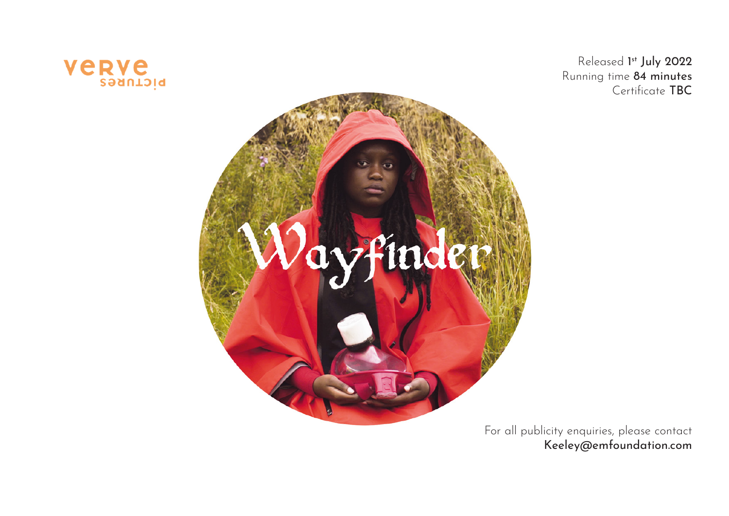verve pictures

Released 1st July 2022
Running time **84 minutes**
Certificate **TBC**

# Wayfinder

For all publicity enquiries, please contact
**Keeley@emfoundation.com**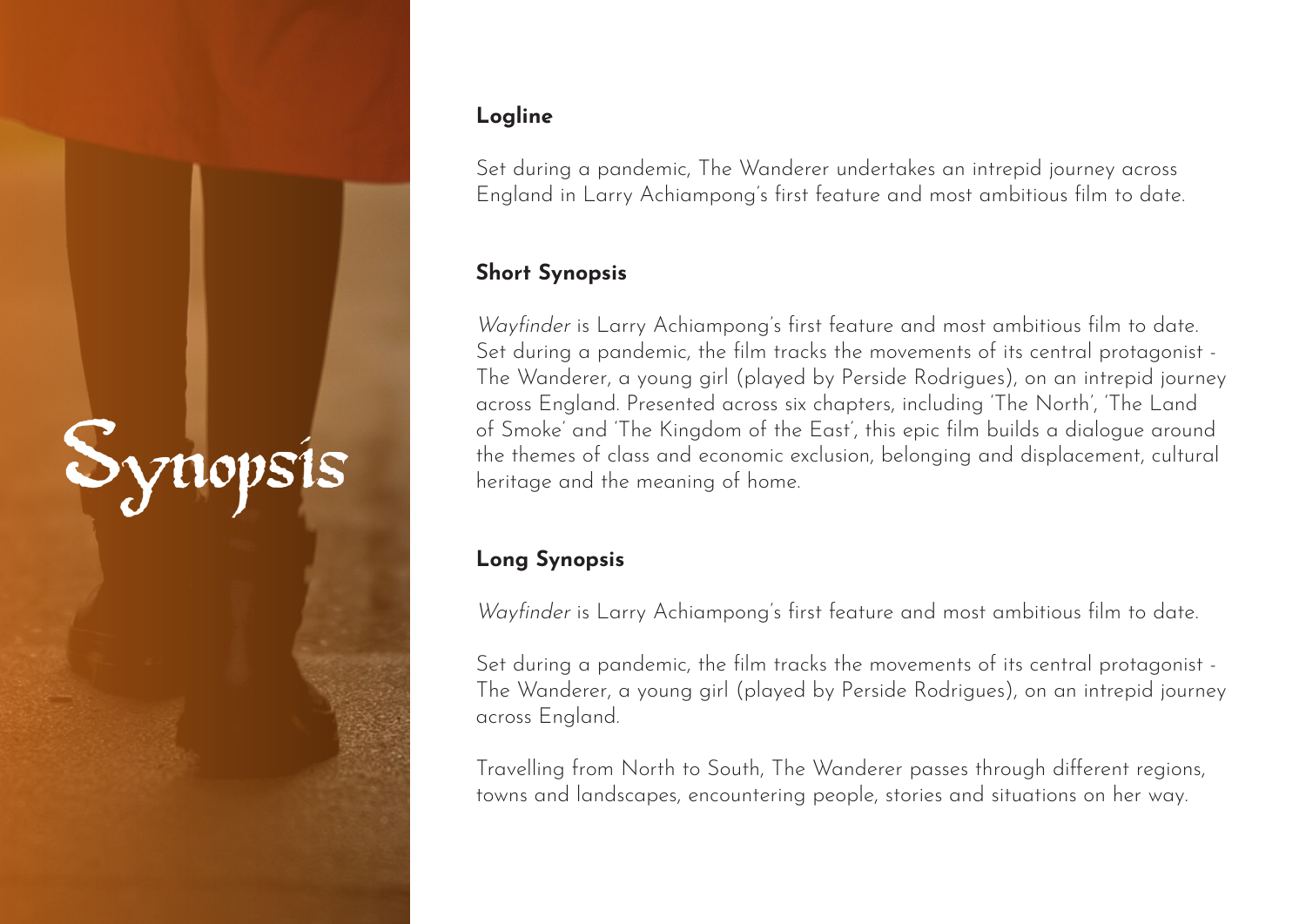# Synopsis

## Logline

Set during a pandemic, The Wanderer undertakes an intrepid journey across England in Larry Achiampong's first feature and most ambitious film to date.

## Short Synopsis

*Wayfinder* is Larry Achiampong's first feature and most ambitious film to date. Set during a pandemic, the film tracks the movements of its central protagonist - The Wanderer, a young girl (played by Perside Rodrigues), on an intrepid journey across England. Presented across six chapters, including 'The North', 'The Land of Smoke' and 'The Kingdom of the East', this epic film builds a dialogue around the themes of class and economic exclusion, belonging and displacement, cultural heritage and the meaning of home.

## Long Synopsis

*Wayfinder* is Larry Achiampong's first feature and most ambitious film to date.

Set during a pandemic, the film tracks the movements of its central protagonist - The Wanderer, a young girl (played by Perside Rodrigues), on an intrepid journey across England.

Travelling from North to South, The Wanderer passes through different regions, towns and landscapes, encountering people, stories and situations on her way.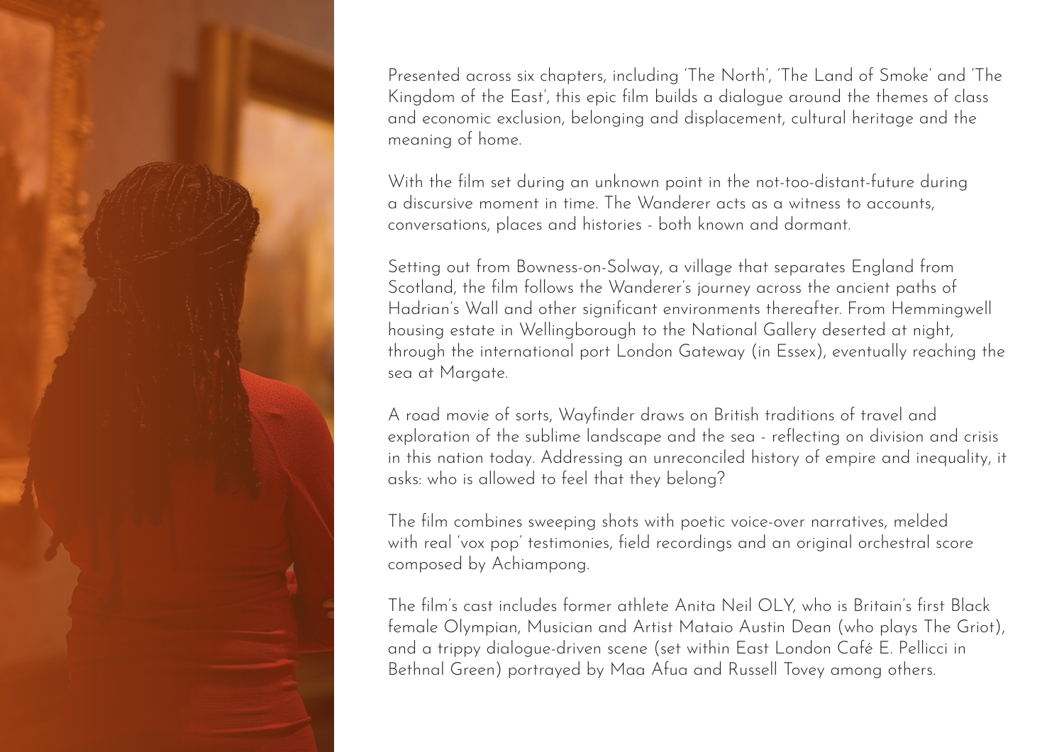Presented across six chapters, including 'The North', 'The Land of Smoke' and 'The Kingdom of the East', this epic film builds a dialogue around the themes of class and economic exclusion, belonging and displacement, cultural heritage and the meaning of home.

With the film set during an unknown point in the not-too-distant-future during a discursive moment in time. The Wanderer acts as a witness to accounts, conversations, places and histories - both known and dormant.

Setting out from Bowness-on-Solway, a village that separates England from Scotland, the film follows the Wanderer's journey across the ancient paths of Hadrian's Wall and other significant environments thereafter. From Hemmingwell housing estate in Wellingborough to the National Gallery deserted at night, through the international port London Gateway (in Essex), eventually reaching the sea at Margate.

A road movie of sorts, Wayfinder draws on British traditions of travel and exploration of the sublime landscape and the sea - reflecting on division and crisis in this nation today. Addressing an unreconciled history of empire and inequality, it asks: who is allowed to feel that they belong?

The film combines sweeping shots with poetic voice-over narratives, melded with real 'vox pop' testimonies, field recordings and an original orchestral score composed by Achiampong.

The film's cast includes former athlete Anita Neil OLY, who is Britain's first Black female Olympian, Musician and Artist Mataio Austin Dean (who plays The Griot), and a trippy dialogue-driven scene (set within East London Café E. Pellicci in Bethnal Green) portrayed by Maa Afua and Russell Tovey among others.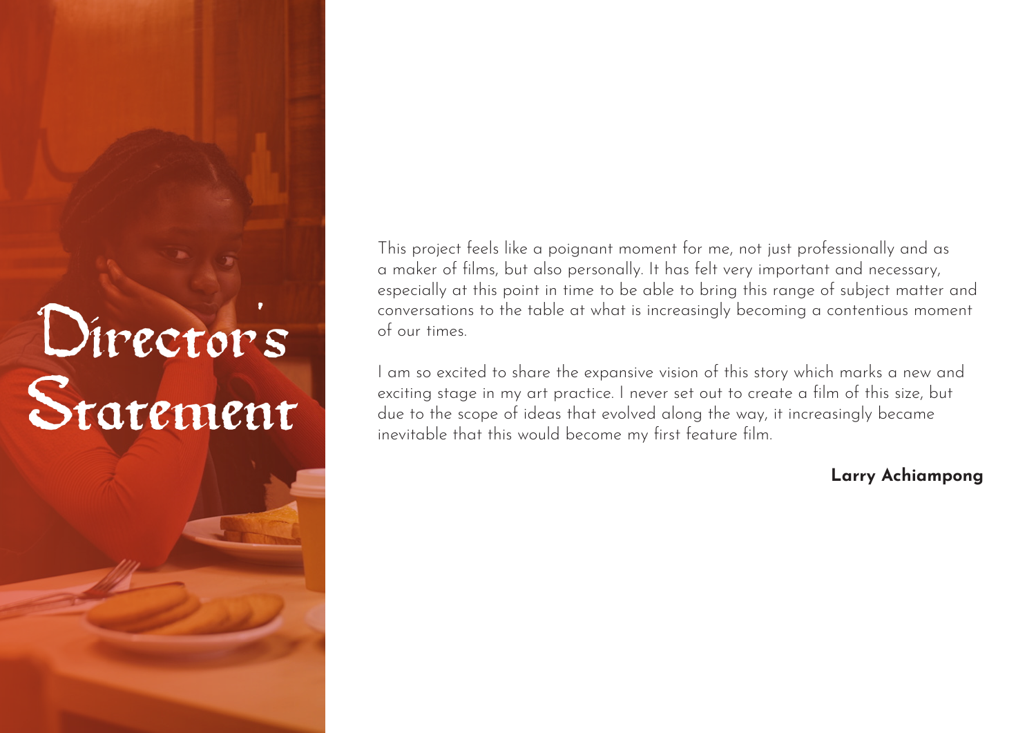# Director's Statement

This project feels like a poignant moment for me, not just professionally and as a maker of films, but also personally. It has felt very important and necessary, especially at this point in time to be able to bring this range of subject matter and conversations to the table at what is increasingly becoming a contentious moment of our times.

I am so excited to share the expansive vision of this story which marks a new and exciting stage in my art practice. I never set out to create a film of this size, but due to the scope of ideas that evolved along the way, it increasingly became inevitable that this would become my first feature film.

**Larry Achiampong**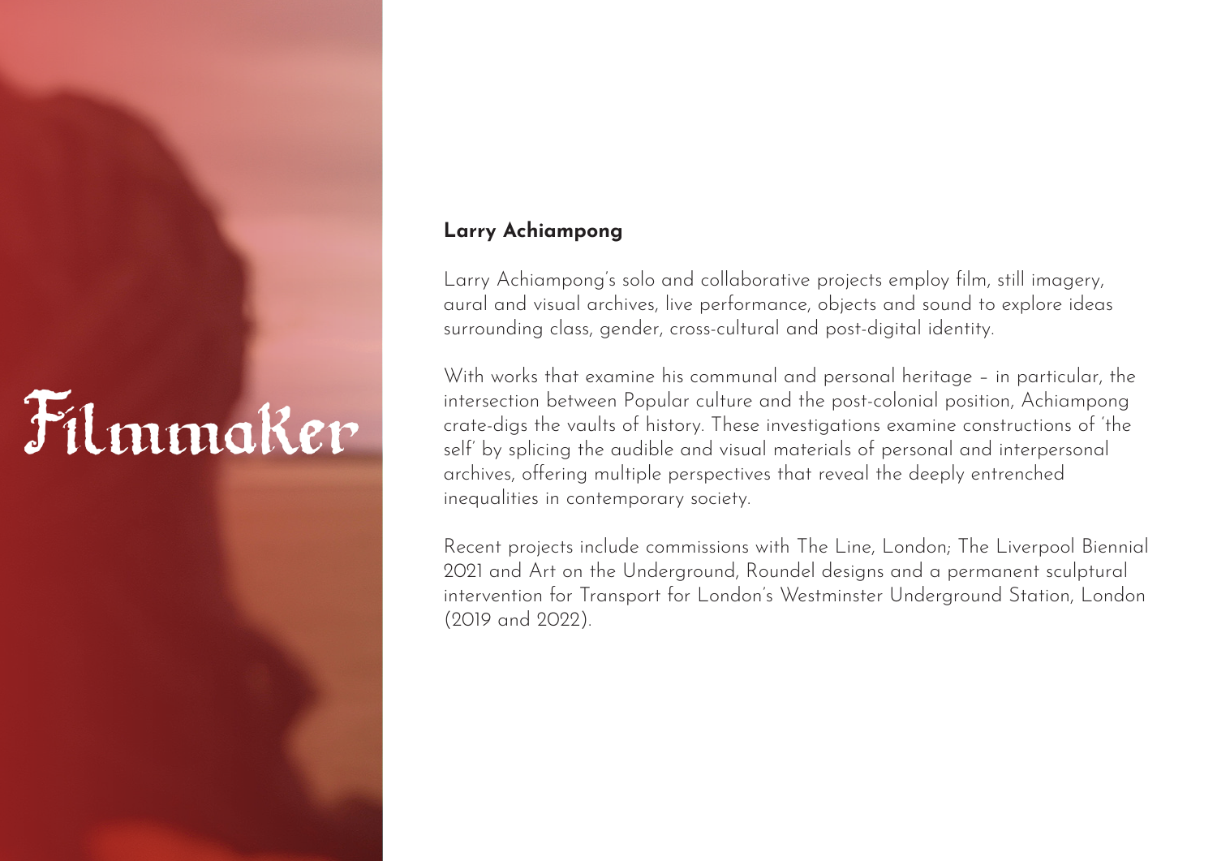# Filmmaker

## Larry Achiampong

Larry Achiampong's solo and collaborative projects employ film, still imagery, aural and visual archives, live performance, objects and sound to explore ideas surrounding class, gender, cross-cultural and post-digital identity.

With works that examine his communal and personal heritage – in particular, the intersection between Popular culture and the post-colonial position, Achiampong crate-digs the vaults of history. These investigations examine constructions of 'the self' by splicing the audible and visual materials of personal and interpersonal archives, offering multiple perspectives that reveal the deeply entrenched inequalities in contemporary society.

Recent projects include commissions with The Line, London; The Liverpool Biennial 2021 and Art on the Underground, Roundel designs and a permanent sculptural intervention for Transport for London's Westminster Underground Station, London (2019 and 2022).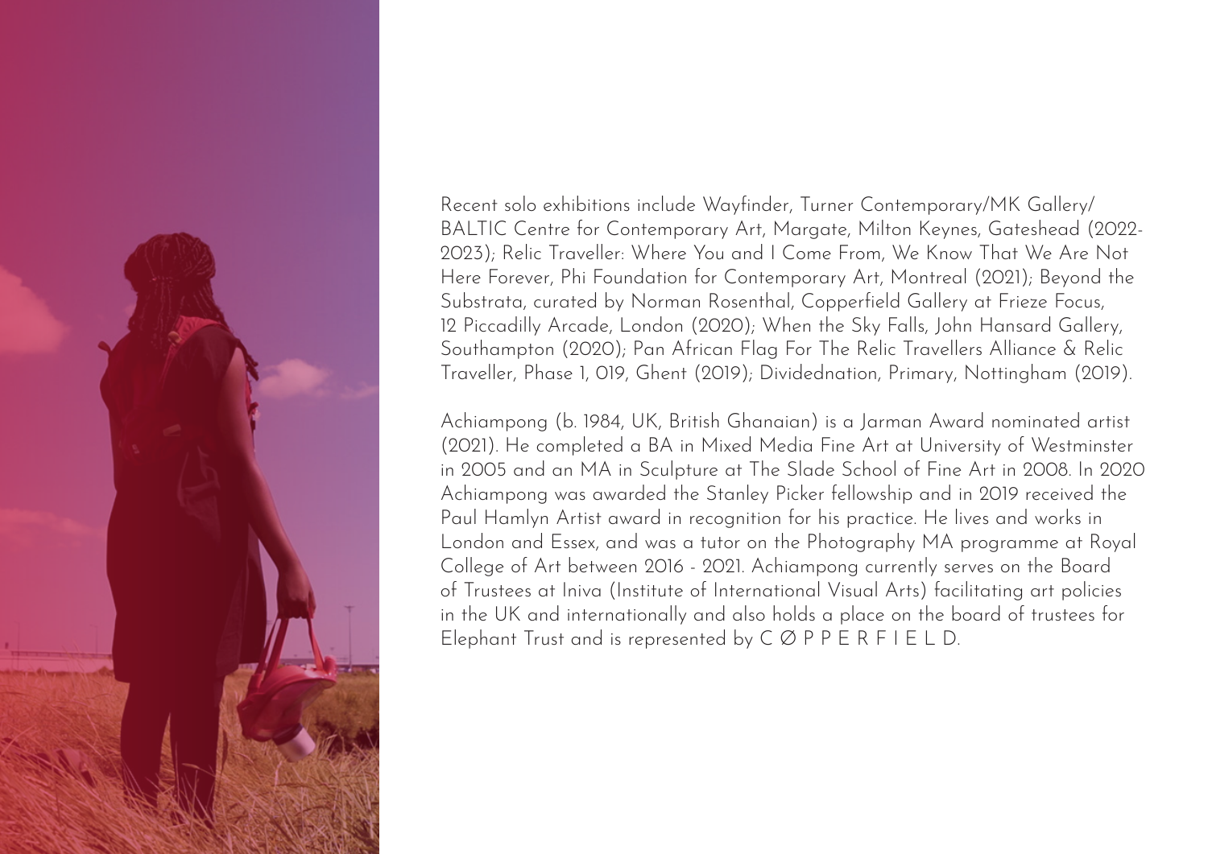Recent solo exhibitions include Wayfinder, Turner Contemporary/MK Gallery/ BALTIC Centre for Contemporary Art, Margate, Milton Keynes, Gateshead (2022-2023); Relic Traveller: Where You and I Come From, We Know That We Are Not Here Forever, Phi Foundation for Contemporary Art, Montreal (2021); Beyond the Substrata, curated by Norman Rosenthal, Copperfield Gallery at Frieze Focus, 12 Piccadilly Arcade, London (2020); When the Sky Falls, John Hansard Gallery, Southampton (2020); Pan African Flag For The Relic Travellers Alliance & Relic Traveller, Phase 1, 019, Ghent (2019); Dividednation, Primary, Nottingham (2019).

Achiampong (b. 1984, UK, British Ghanaian) is a Jarman Award nominated artist (2021). He completed a BA in Mixed Media Fine Art at University of Westminster in 2005 and an MA in Sculpture at The Slade School of Fine Art in 2008. In 2020 Achiampong was awarded the Stanley Picker fellowship and in 2019 received the Paul Hamlyn Artist award in recognition for his practice. He lives and works in London and Essex, and was a tutor on the Photography MA programme at Royal College of Art between 2016 - 2021. Achiampong currently serves on the Board of Trustees at Iniva (Institute of International Visual Arts) facilitating art policies in the UK and internationally and also holds a place on the board of trustees for Elephant Trust and is represented by C Ø P P E R F I E L D.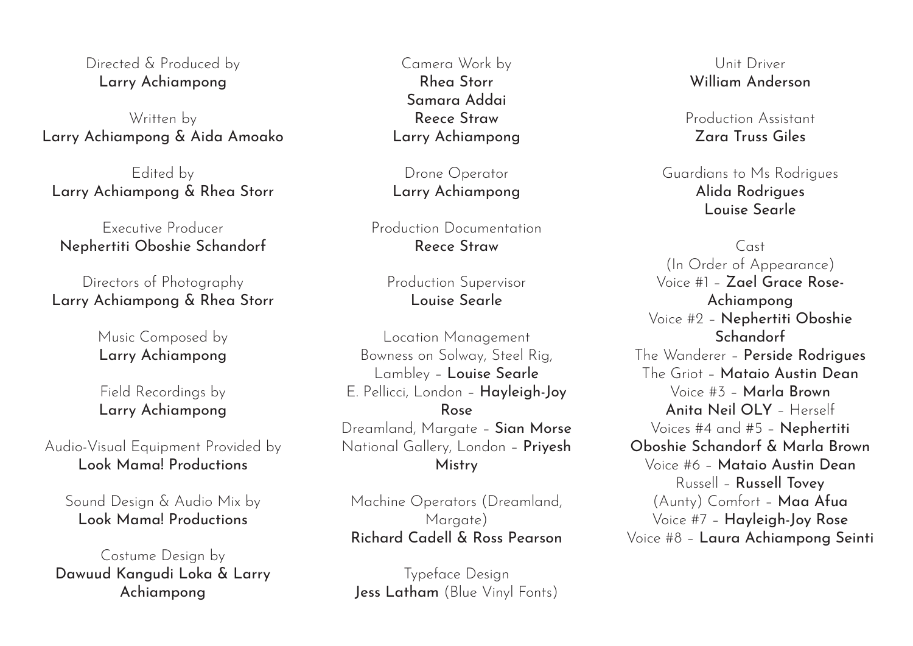Directed & Produced by
**Larry Achiampong**

Written by
**Larry Achiampong & Aida Amoako**

Edited by
**Larry Achiampong & Rhea Storr**

Executive Producer
**Nephertiti Oboshie Schandorf**

Directors of Photography
**Larry Achiampong & Rhea Storr**

Music Composed by
**Larry Achiampong**

Field Recordings by
**Larry Achiampong**

Audio-Visual Equipment Provided by
**Look Mama! Productions**

Sound Design & Audio Mix by
**Look Mama! Productions**

Costume Design by
**Dawuud Kangudi Loka & Larry Achiampong**

Camera Work by
**Rhea Storr**
**Samara Addai**
**Reece Straw**
**Larry Achiampong**

Drone Operator
**Larry Achiampong**

Production Documentation
**Reece Straw**

Production Supervisor
**Louise Searle**

Location Management
Bowness on Solway, Steel Rig, Lambley – **Louise Searle**
E. Pellicci, London – **Hayleigh-Joy Rose**
Dreamland, Margate – **Sian Morse**
National Gallery, London – **Priyesh Mistry**

Machine Operators (Dreamland, Margate)
**Richard Cadell & Ross Pearson**

Typeface Design
**Jess Latham** (Blue Vinyl Fonts)

Unit Driver
**William Anderson**

Production Assistant
**Zara Truss Giles**

Guardians to Ms Rodrigues
**Alida Rodrigues**
**Louise Searle**

Cast
(In Order of Appearance)
Voice #1 – **Zael Grace Rose-Achiampong**
Voice #2 – **Nephertiti Oboshie Schandorf**
The Wanderer – **Perside Rodrigues**
The Griot – **Mataio Austin Dean**
Voice #3 – **Marla Brown**
**Anita Neil OLY** – Herself
Voices #4 and #5 – **Nephertiti Oboshie Schandorf & Marla Brown**
Voice #6 – **Mataio Austin Dean**
Russell – **Russell Tovey**
(Aunty) Comfort – **Maa Afua**
Voice #7 – **Hayleigh-Joy Rose**
Voice #8 – **Laura Achiampong Seinti**